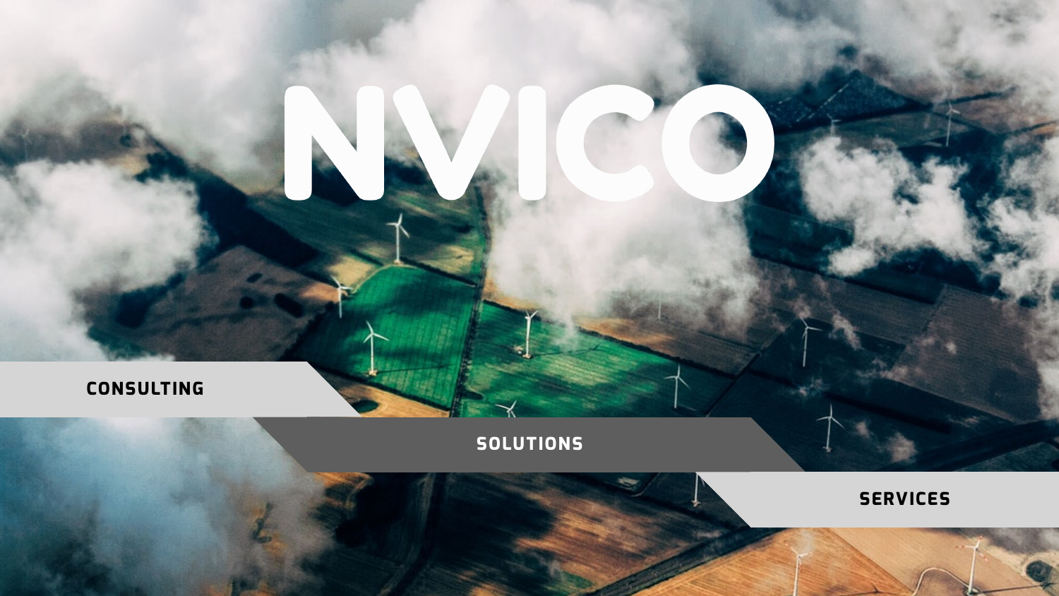# NVICO

**CONSULTING**

**SOLUTIONS**

**SERVICES**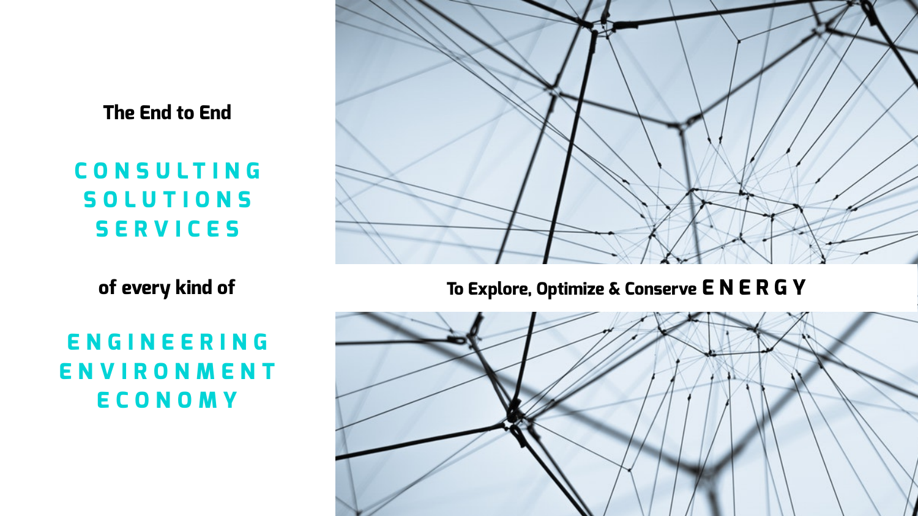**The End to End**

**CONSULTING**
**SOLUTIONS**
**SERVICES**

**of every kind of**

**ENGINEERING**
**ENVIRONMENT**
**ECONOMY**

**To Explore, Optimize & Conserve ENERGY**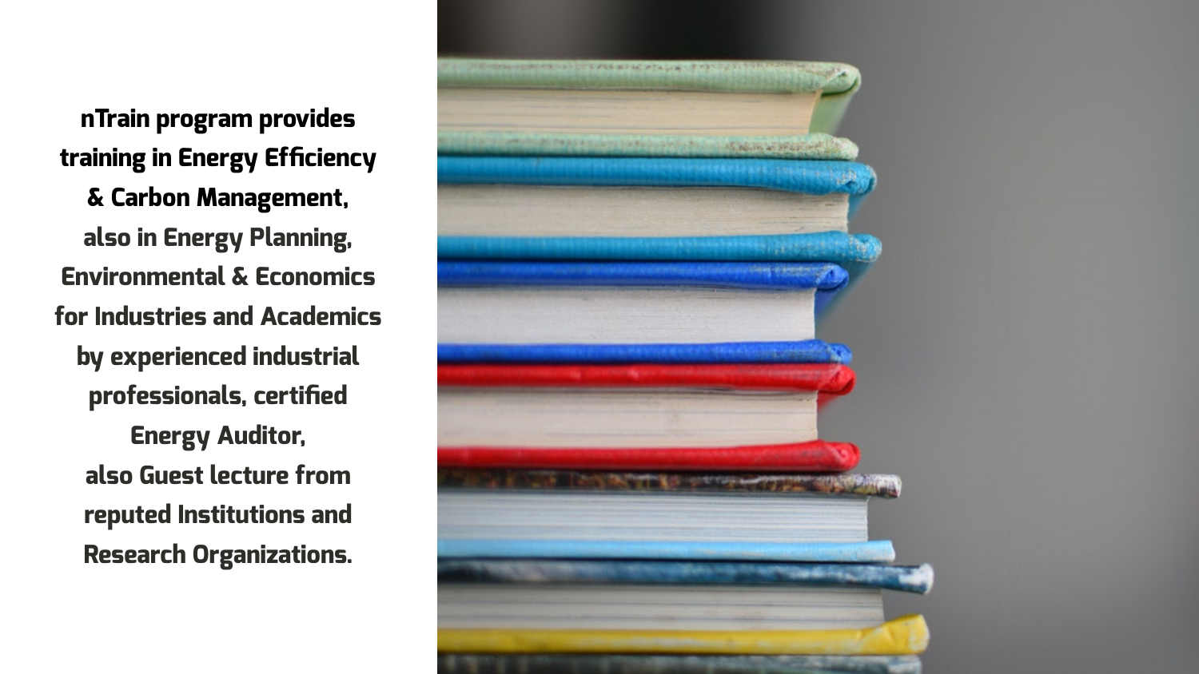**nTrain program provides training in Energy Efficiency & Carbon Management,** also in Energy Planning, Environmental & Economics for Industries and Academics by experienced industrial professionals, certified Energy Auditor, also Guest lecture from reputed Institutions and Research Organizations.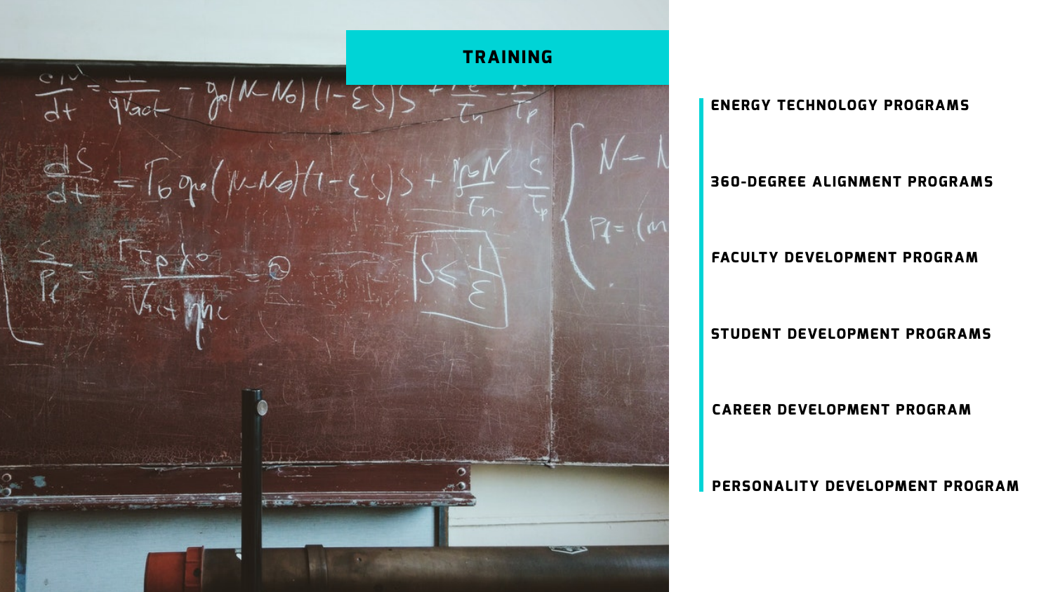# TRAINING

- ENERGY TECHNOLOGY PROGRAMS
- 360-DEGREE ALIGNMENT PROGRAMS
- FACULTY DEVELOPMENT PROGRAM
- STUDENT DEVELOPMENT PROGRAMS
- CAREER DEVELOPMENT PROGRAM
- PERSONALITY DEVELOPMENT PROGRAM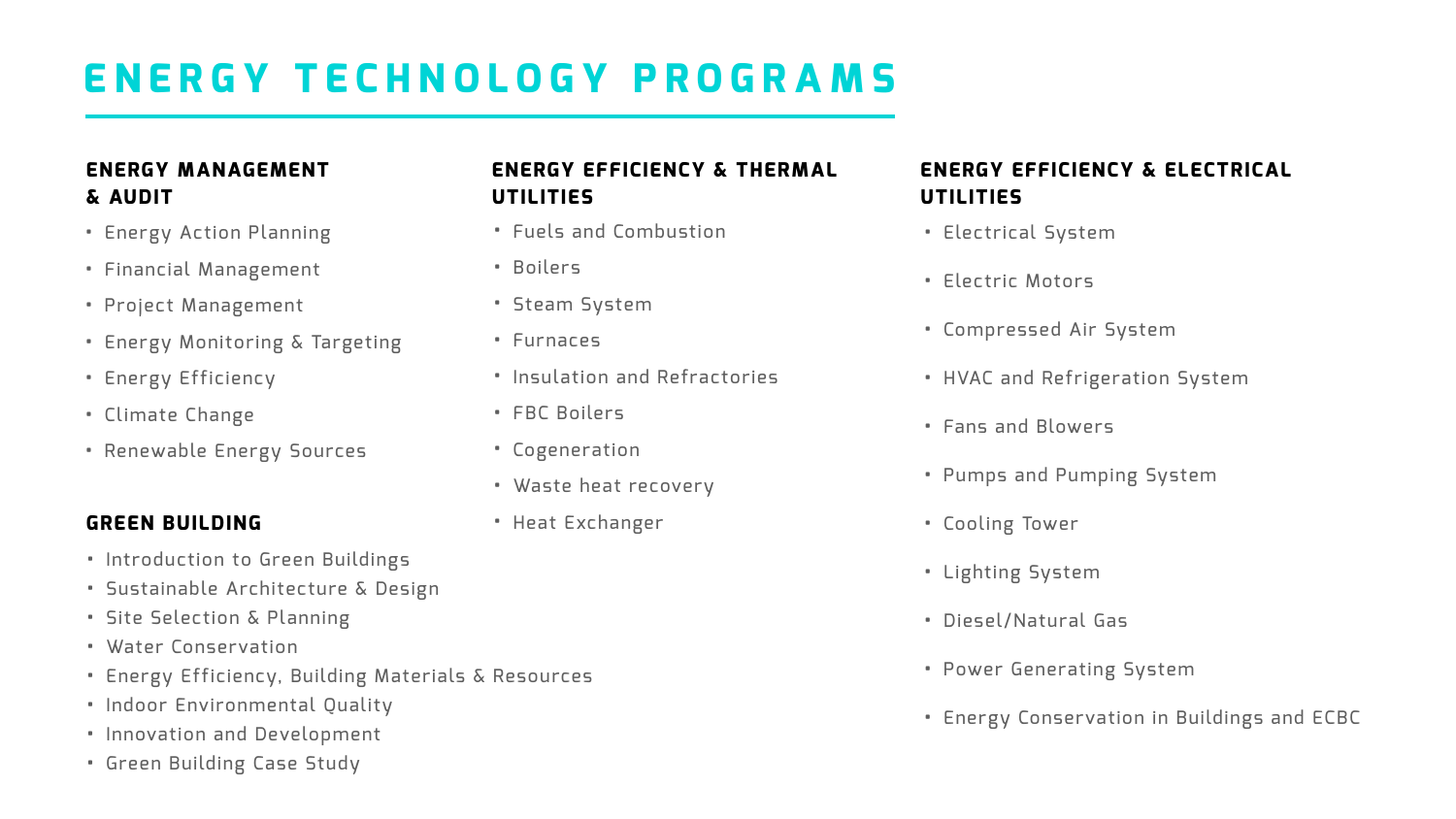# ENERGY TECHNOLOGY PROGRAMS

## ENERGY MANAGEMENT & AUDIT

- Energy Action Planning
- Financial Management
- Project Management
- Energy Monitoring & Targeting
- Energy Efficiency
- Climate Change
- Renewable Energy Sources

## GREEN BUILDING

- Introduction to Green Buildings
- Sustainable Architecture & Design
- Site Selection & Planning
- Water Conservation
- Energy Efficiency, Building Materials & Resources
- Indoor Environmental Quality
- Innovation and Development
- Green Building Case Study

## ENERGY EFFICIENCY & THERMAL UTILITIES

- Fuels and Combustion
- Boilers
- Steam System
- Furnaces
- Insulation and Refractories
- FBC Boilers
- Cogeneration
- Waste heat recovery
- Heat Exchanger

## ENERGY EFFICIENCY & ELECTRICAL UTILITIES

- Electrical System
- Electric Motors
- Compressed Air System
- HVAC and Refrigeration System
- Fans and Blowers
- Pumps and Pumping System
- Cooling Tower
- Lighting System
- Diesel/Natural Gas
- Power Generating System
- Energy Conservation in Buildings and ECBC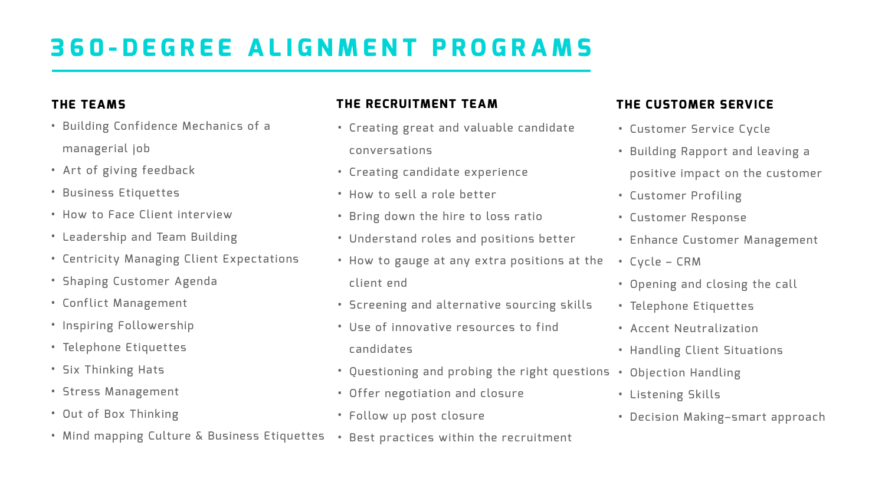# 360-DEGREE ALIGNMENT PROGRAMS

## THE TEAMS

- Building Confidence Mechanics of a managerial job
- Art of giving feedback
- Business Etiquettes
- How to Face Client interview
- Leadership and Team Building
- Centricity Managing Client Expectations
- Shaping Customer Agenda
- Conflict Management
- Inspiring Followership
- Telephone Etiquettes
- Six Thinking Hats
- Stress Management
- Out of Box Thinking
- Mind mapping Culture & Business Etiquettes

## THE RECRUITMENT TEAM

- Creating great and valuable candidate conversations
- Creating candidate experience
- How to sell a role better
- Bring down the hire to loss ratio
- Understand roles and positions better
- How to gauge at any extra positions at the client end
- Screening and alternative sourcing skills
- Use of innovative resources to find candidates
- Questioning and probing the right questions
- Offer negotiation and closure
- Follow up post closure
- Best practices within the recruitment

## THE CUSTOMER SERVICE

- Customer Service Cycle
- Building Rapport and leaving a positive impact on the customer
- Customer Profiling
- Customer Response
- Enhance Customer Management
- Cycle – CRM
- Opening and closing the call
- Telephone Etiquettes
- Accent Neutralization
- Handling Client Situations
- Objection Handling
- Listening Skills
- Decision Making–smart approach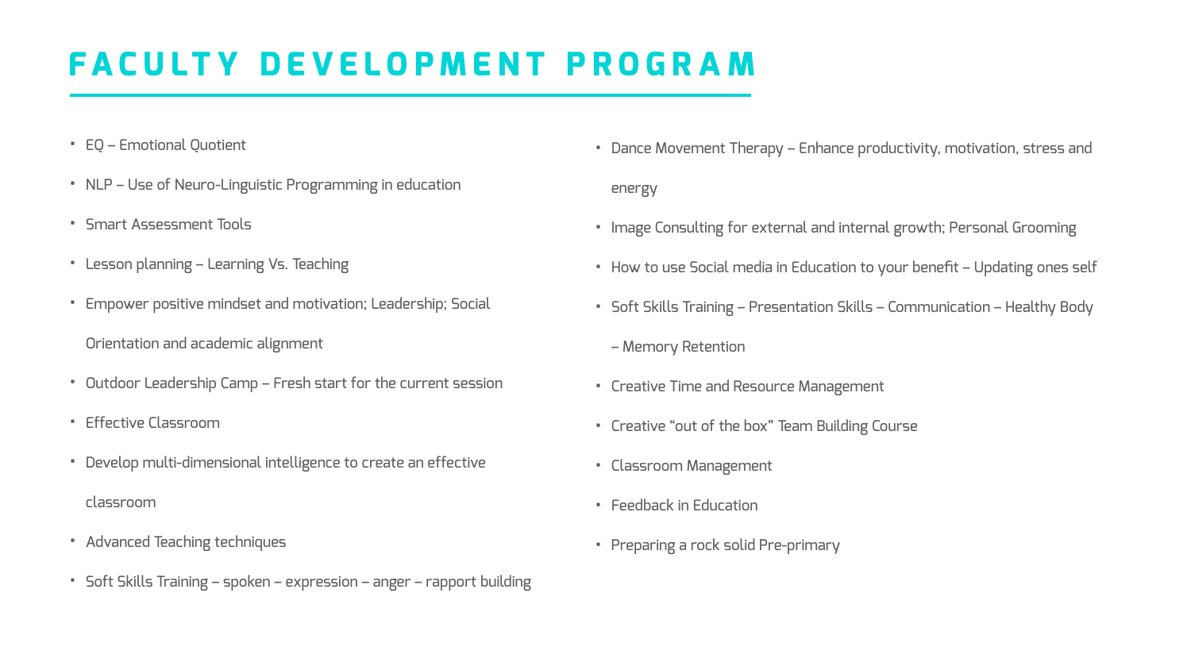# FACULTY DEVELOPMENT PROGRAM

- EQ – Emotional Quotient
- NLP – Use of Neuro-Linguistic Programming in education
- Smart Assessment Tools
- Lesson planning – Learning Vs. Teaching
- Empower positive mindset and motivation; Leadership; Social Orientation and academic alignment
- Outdoor Leadership Camp – Fresh start for the current session
- Effective Classroom
- Develop multi-dimensional intelligence to create an effective classroom
- Advanced Teaching techniques
- Soft Skills Training – spoken – expression – anger – rapport building
- Dance Movement Therapy – Enhance productivity, motivation, stress and energy
- Image Consulting for external and internal growth; Personal Grooming
- How to use Social media in Education to your benefit – Updating ones self
- Soft Skills Training – Presentation Skills – Communication – Healthy Body – Memory Retention
- Creative Time and Resource Management
- Creative "out of the box" Team Building Course
- Classroom Management
- Feedback in Education
- Preparing a rock solid Pre-primary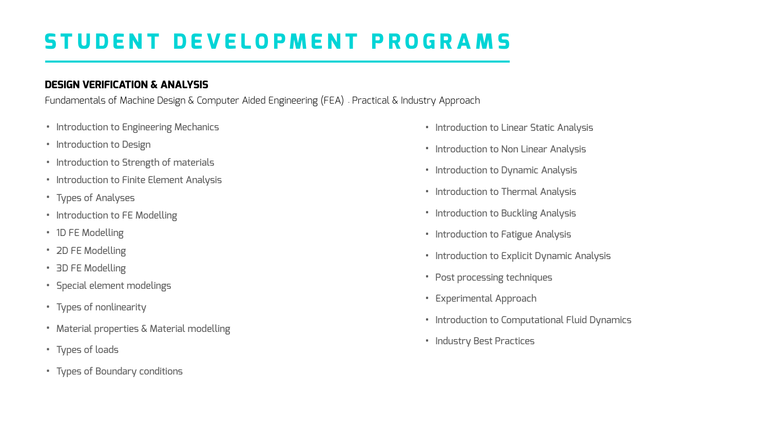# STUDENT DEVELOPMENT PROGRAMS

## DESIGN VERIFICATION & ANALYSIS

Fundamentals of Machine Design & Computer Aided Engineering (FEA) - Practical & Industry Approach

- Introduction to Engineering Mechanics
- Introduction to Design
- Introduction to Strength of materials
- Introduction to Finite Element Analysis
- Types of Analyses
- Introduction to FE Modelling
- 1D FE Modelling
- 2D FE Modelling
- 3D FE Modelling
- Special element modelings
- Types of nonlinearity
- Material properties & Material modelling
- Types of loads
- Types of Boundary conditions
- Introduction to Linear Static Analysis
- Introduction to Non Linear Analysis
- Introduction to Dynamic Analysis
- Introduction to Thermal Analysis
- Introduction to Buckling Analysis
- Introduction to Fatigue Analysis
- Introduction to Explicit Dynamic Analysis
- Post processing techniques
- Experimental Approach
- Introduction to Computational Fluid Dynamics
- Industry Best Practices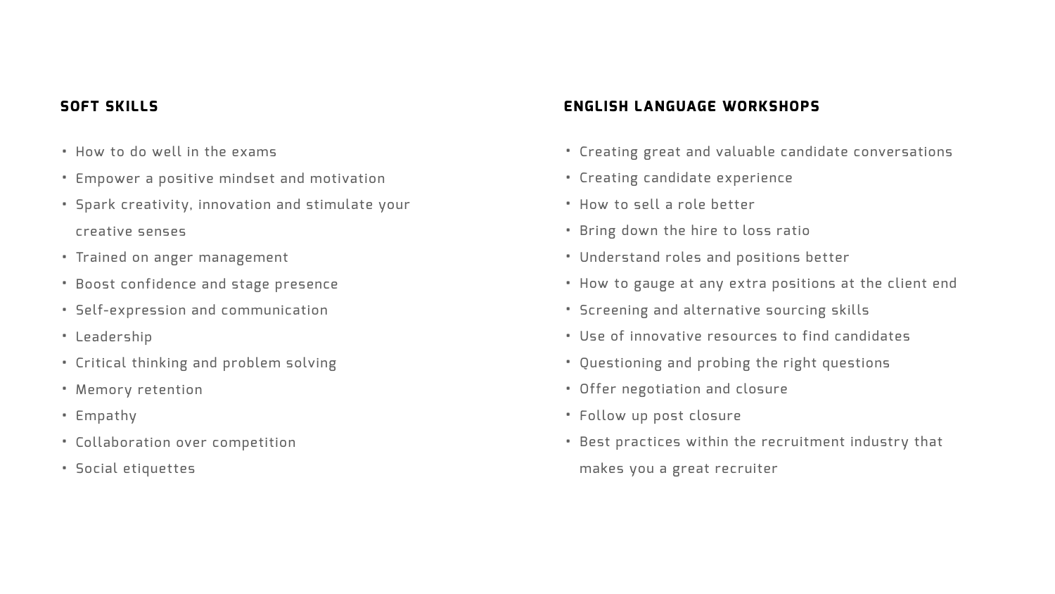## SOFT SKILLS

- How to do well in the exams
- Empower a positive mindset and motivation
- Spark creativity, innovation and stimulate your creative senses
- Trained on anger management
- Boost confidence and stage presence
- Self-expression and communication
- Leadership
- Critical thinking and problem solving
- Memory retention
- Empathy
- Collaboration over competition
- Social etiquettes

## ENGLISH LANGUAGE WORKSHOPS

- Creating great and valuable candidate conversations
- Creating candidate experience
- How to sell a role better
- Bring down the hire to loss ratio
- Understand roles and positions better
- How to gauge at any extra positions at the client end
- Screening and alternative sourcing skills
- Use of innovative resources to find candidates
- Questioning and probing the right questions
- Offer negotiation and closure
- Follow up post closure
- Best practices within the recruitment industry that makes you a great recruiter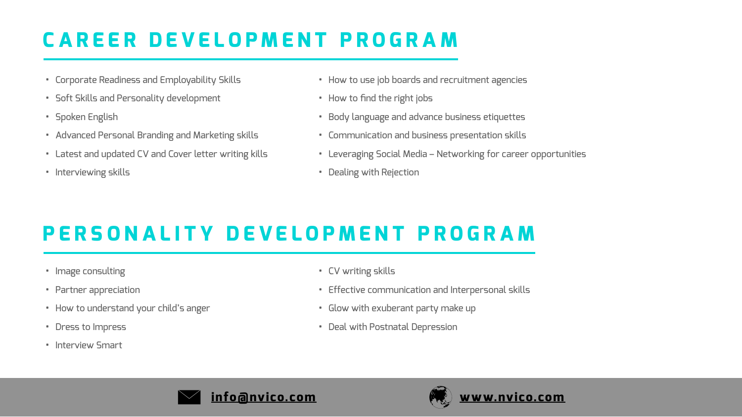# CAREER DEVELOPMENT PROGRAM

- Corporate Readiness and Employability Skills
- Soft Skills and Personality development
- Spoken English
- Advanced Personal Branding and Marketing skills
- Latest and updated CV and Cover letter writing kills
- Interviewing skills
- How to use job boards and recruitment agencies
- How to find the right jobs
- Body language and advance business etiquettes
- Communication and business presentation skills
- Leveraging Social Media – Networking for career opportunities
- Dealing with Rejection

# PERSONALITY DEVELOPMENT PROGRAM

- Image consulting
- Partner appreciation
- How to understand your child's anger
- Dress to Impress
- Interview Smart
- CV writing skills
- Effective communication and Interpersonal skills
- Glow with exuberant party make up
- Deal with Postnatal Depression

info@nvico.com

www.nvico.com